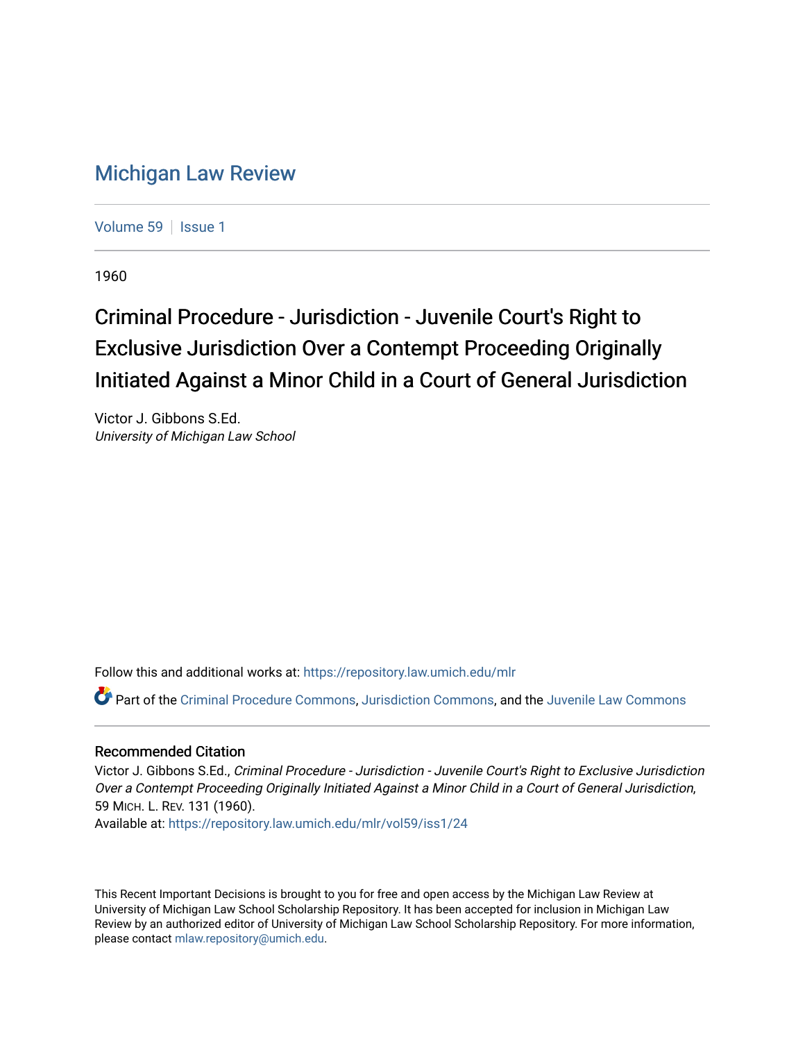# Michigan Law Review

Volume 59 | Issue 1

1960

## Criminal Procedure - Jurisdiction - Juvenile Court's Right to Exclusive Jurisdiction Over a Contempt Proceeding Originally Initiated Against a Minor Child in a Court of General Jurisdiction

Victor J. Gibbons S.Ed.
*University of Michigan Law School*

Follow this and additional works at: https://repository.law.umich.edu/mlr

Part of the Criminal Procedure Commons, Jurisdiction Commons, and the Juvenile Law Commons

### Recommended Citation

Victor J. Gibbons S.Ed., *Criminal Procedure - Jurisdiction - Juvenile Court's Right to Exclusive Jurisdiction Over a Contempt Proceeding Originally Initiated Against a Minor Child in a Court of General Jurisdiction*, 59 MICH. L. REV. 131 (1960).
Available at: https://repository.law.umich.edu/mlr/vol59/iss1/24

This Recent Important Decisions is brought to you for free and open access by the Michigan Law Review at University of Michigan Law School Scholarship Repository. It has been accepted for inclusion in Michigan Law Review by an authorized editor of University of Michigan Law School Scholarship Repository. For more information, please contact mlaw.repository@umich.edu.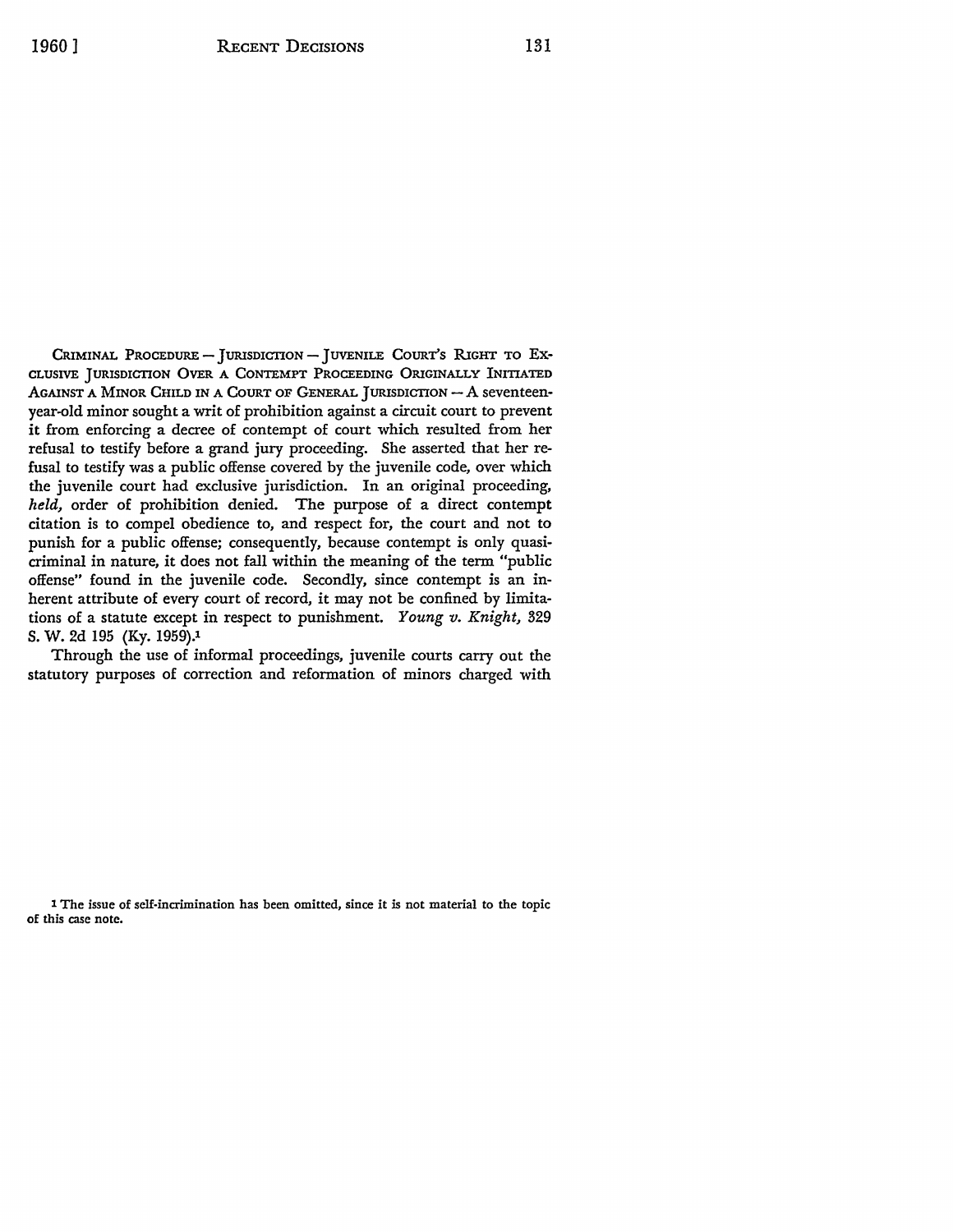CRIMINAL PROCEDURE — JURISDICTION — JUVENILE COURT'S RIGHT TO EXCLUSIVE JURISDICTION OVER A CONTEMPT PROCEEDING ORIGINALLY INITIATED AGAINST A MINOR CHILD IN A COURT OF GENERAL JURISDICTION — A seventeen-year-old minor sought a writ of prohibition against a circuit court to prevent it from enforcing a decree of contempt of court which resulted from her refusal to testify before a grand jury proceeding. She asserted that her refusal to testify was a public offense covered by the juvenile code, over which the juvenile court had exclusive jurisdiction. In an original proceeding, *held,* order of prohibition denied. The purpose of a direct contempt citation is to compel obedience to, and respect for, the court and not to punish for a public offense; consequently, because contempt is only quasi-criminal in nature, it does not fall within the meaning of the term "public offense" found in the juvenile code. Secondly, since contempt is an inherent attribute of every court of record, it may not be confined by limitations of a statute except in respect to punishment. *Young v. Knight,* 329 S. W. 2d 195 (Ky. 1959).[1]

Through the use of informal proceedings, juvenile courts carry out the statutory purposes of correction and reformation of minors charged with

[1] The issue of self-incrimination has been omitted, since it is not material to the topic of this case note.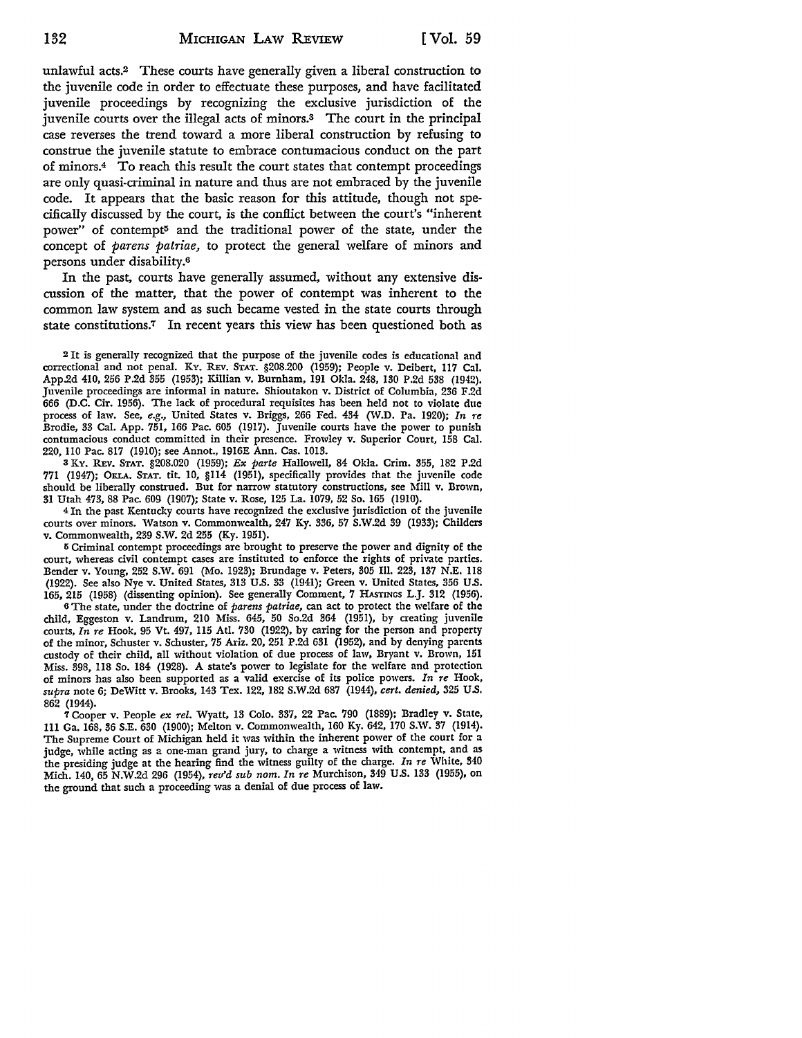unlawful acts.[2] These courts have generally given a liberal construction to the juvenile code in order to effectuate these purposes, and have facilitated juvenile proceedings by recognizing the exclusive jurisdiction of the juvenile courts over the illegal acts of minors.[3] The court in the principal case reverses the trend toward a more liberal construction by refusing to construe the juvenile statute to embrace contumacious conduct on the part of minors.[4] To reach this result the court states that contempt proceedings are only quasi-criminal in nature and thus are not embraced by the juvenile code. It appears that the basic reason for this attitude, though not specifically discussed by the court, is the conflict between the court's "inherent power" of contempt[5] and the traditional power of the state, under the concept of *parens patriae*, to protect the general welfare of minors and persons under disability.[6]

In the past, courts have generally assumed, without any extensive discussion of the matter, that the power of contempt was inherent to the common law system and as such became vested in the state courts through state constitutions.[7] In recent years this view has been questioned both as

---

[2] It is generally recognized that the purpose of the juvenile codes is educational and correctional and not penal. KY. REV. STAT. §208.200 (1959); People v. Deibert, 117 Cal. App.2d 410, 256 P.2d 355 (1953); Killian v. Burnham, 191 Okla. 248, 130 P.2d 538 (1942). Juvenile proceedings are informal in nature. Shioutakon v. District of Columbia, 236 F.2d 666 (D.C. Cir. 1956). The lack of procedural requisites has been held not to violate due process of law. See, *e.g.*, United States v. Briggs, 266 Fed. 434 (W.D. Pa. 1920); *In re* Brodie, 33 Cal. App. 751, 166 Pac. 605 (1917). Juvenile courts have the power to punish contumacious conduct committed in their presence. Frowley v. Superior Court, 158 Cal. 220, 110 Pac. 817 (1910); see Annot., 1916E Ann. Cas. 1013.

[3] KY. REV. STAT. §208.020 (1959); *Ex parte* Hallowell, 84 Okla. Crim. 355, 182 P.2d 771 (1947); OKLA. STAT. tit. 10, §114 (1951), specifically provides that the juvenile code should be liberally construed. But for narrow statutory constructions, see Mill v. Brown, 31 Utah 473, 88 Pac. 609 (1907); State v. Rose, 125 La. 1079, 52 So. 165 (1910).

[4] In the past Kentucky courts have recognized the exclusive jurisdiction of the juvenile courts over minors. Watson v. Commonwealth, 247 Ky. 336, 57 S.W.2d 39 (1933); Childers v. Commonwealth, 239 S.W. 2d 255 (Ky. 1951).

[5] Criminal contempt proceedings are brought to preserve the power and dignity of the court, whereas civil contempt cases are instituted to enforce the rights of private parties. Bender v. Young, 252 S.W. 691 (Mo. 1923); Brundage v. Peters, 305 Ill. 223, 137 N.E. 118 (1922). See also Nye v. United States, 313 U.S. 33 (1941); Green v. United States, 356 U.S. 165, 215 (1958) (dissenting opinion). See generally Comment, 7 HASTINGS L.J. 312 (1956).

[6] The state, under the doctrine of *parens patriae*, can act to protect the welfare of the child, Eggeston v. Landrum, 210 Miss. 645, 50 So.2d 364 (1951), by creating juvenile courts, *In re* Hook, 95 Vt. 497, 115 Atl. 730 (1922), by caring for the person and property of the minor, Schuster v. Schuster, 75 Ariz. 20, 251 P.2d 631 (1952), and by denying parents custody of their child, all without violation of due process of law, Bryant v. Brown, 151 Miss. 398, 118 So. 184 (1928). A state's power to legislate for the welfare and protection of minors has also been supported as a valid exercise of its police powers. *In re* Hook, *supra* note 6; DeWitt v. Brooks, 143 Tex. 122, 182 S.W.2d 687 (1944), *cert. denied*, 325 U.S. 862 (1944).

[7] Cooper v. People *ex rel.* Wyatt, 13 Colo. 337, 22 Pac. 790 (1889); Bradley v. State, 111 Ga. 168, 36 S.E. 630 (1900); Melton v. Commonwealth, 160 Ky. 642, 170 S.W. 37 (1914). The Supreme Court of Michigan held it was within the inherent power of the court for a judge, while acting as a one-man grand jury, to charge a witness with contempt, and as the presiding judge at the hearing find the witness guilty of the charge. *In re* White, 340 Mich. 140, 65 N.W.2d 296 (1954), *rev'd sub nom. In re* Murchison, 349 U.S. 133 (1955), on the ground that such a proceeding was a denial of due process of law.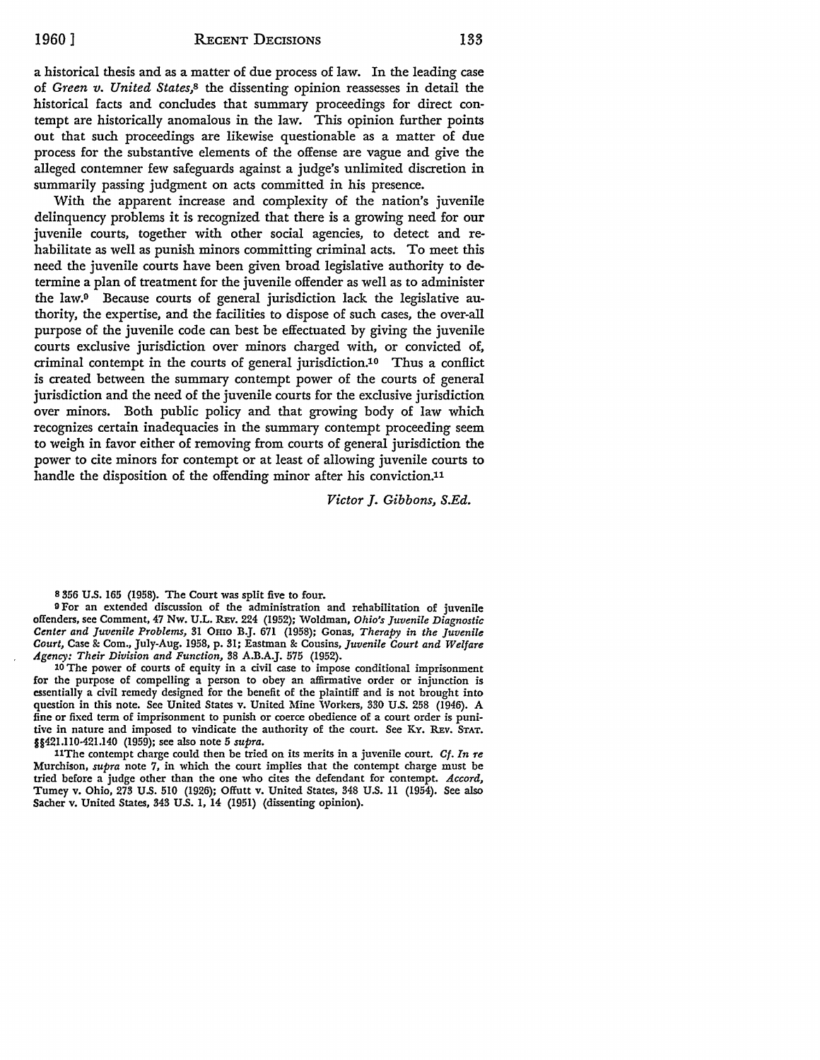a historical thesis and as a matter of due process of law. In the leading case of *Green v. United States*,[8] the dissenting opinion reassesses in detail the historical facts and concludes that summary proceedings for direct contempt are historically anomalous in the law. This opinion further points out that such proceedings are likewise questionable as a matter of due process for the substantive elements of the offense are vague and give the alleged contemner few safeguards against a judge's unlimited discretion in summarily passing judgment on acts committed in his presence.

With the apparent increase and complexity of the nation's juvenile delinquency problems it is recognized that there is a growing need for our juvenile courts, together with other social agencies, to detect and rehabilitate as well as punish minors committing criminal acts. To meet this need the juvenile courts have been given broad legislative authority to determine a plan of treatment for the juvenile offender as well as to administer the law.[9] Because courts of general jurisdiction lack the legislative authority, the expertise, and the facilities to dispose of such cases, the over-all purpose of the juvenile code can best be effectuated by giving the juvenile courts exclusive jurisdiction over minors charged with, or convicted of, criminal contempt in the courts of general jurisdiction.[10] Thus a conflict is created between the summary contempt power of the courts of general jurisdiction and the need of the juvenile courts for the exclusive jurisdiction over minors. Both public policy and that growing body of law which recognizes certain inadequacies in the summary contempt proceeding seem to weigh in favor either of removing from courts of general jurisdiction the power to cite minors for contempt or at least of allowing juvenile courts to handle the disposition of the offending minor after his conviction.[11]

*Victor J. Gibbons, S.Ed.*

---

[8] 356 U.S. 165 (1958). The Court was split five to four.

[9] For an extended discussion of the administration and rehabilitation of juvenile offenders, see Comment, 47 Nw. U.L. Rev. 224 (1952); Woldman, *Ohio's Juvenile Diagnostic Center and Juvenile Problems*, 31 Ohio B.J. 671 (1958); Gonas, *Therapy in the Juvenile Court*, Case & Com., July-Aug. 1958, p. 31; Eastman & Cousins, *Juvenile Court and Welfare Agency: Their Division and Function*, 38 A.B.A.J. 575 (1952).

[10] The power of courts of equity in a civil case to impose conditional imprisonment for the purpose of compelling a person to obey an affirmative order or injunction is essentially a civil remedy designed for the benefit of the plaintiff and is not brought into question in this note. See United States v. United Mine Workers, 330 U.S. 258 (1946). A fine or fixed term of imprisonment to punish or coerce obedience of a court order is punitive in nature and imposed to vindicate the authority of the court. See Ky. Rev. Stat. §§421.110-421.140 (1959); see also note 5 *supra*.

[11] The contempt charge could then be tried on its merits in a juvenile court. *Cf. In re* Murchison, *supra* note 7, in which the court implies that the contempt charge must be tried before a judge other than the one who cites the defendant for contempt. *Accord*, Tumey v. Ohio, 273 U.S. 510 (1926); Offutt v. United States, 348 U.S. 11 (1954). See also Sacher v. United States, 343 U.S. 1, 14 (1951) (dissenting opinion).